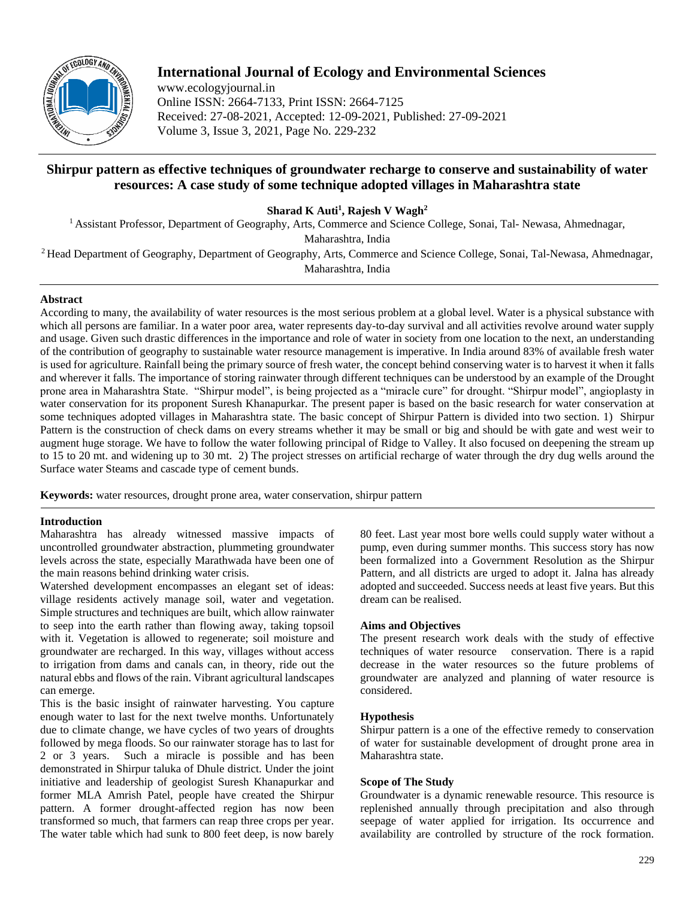# Shirpur pattern as effective techniques of groundwater recharge to conserve and sustainability of water resources: A case study of some technique adopted villages in Maharashtra state

**Sharad K Auti[1], Rajesh V Wagh[2]**

[1] Assistant Professor, Department of Geography, Arts, Commerce and Science College, Sonai, Tal- Newasa, Ahmednagar, Maharashtra, India

[2] Head Department of Geography, Department of Geography, Arts, Commerce and Science College, Sonai, Tal-Newasa, Ahmednagar, Maharashtra, India

### Abstract

According to many, the availability of water resources is the most serious problem at a global level. Water is a physical substance with which all persons are familiar. In a water poor area, water represents day-to-day survival and all activities revolve around water supply and usage. Given such drastic differences in the importance and role of water in society from one location to the next, an understanding of the contribution of geography to sustainable water resource management is imperative. In India around 83% of available fresh water is used for agriculture. Rainfall being the primary source of fresh water, the concept behind conserving water is to harvest it when it falls and wherever it falls. The importance of storing rainwater through different techniques can be understood by an example of the Drought prone area in Maharashtra State. "Shirpur model", is being projected as a "miracle cure" for drought. "Shirpur model", angioplasty in water conservation for its proponent Suresh Khanapurkar. The present paper is based on the basic research for water conservation at some techniques adopted villages in Maharashtra state. The basic concept of Shirpur Pattern is divided into two section. 1) Shirpur Pattern is the construction of check dams on every streams whether it may be small or big and should be with gate and west weir to augment huge storage. We have to follow the water following principal of Ridge to Valley. It also focused on deepening the stream up to 15 to 20 mt. and widening up to 30 mt. 2) The project stresses on artificial recharge of water through the dry dug wells around the Surface water Steams and cascade type of cement bunds.

**Keywords:** water resources, drought prone area, water conservation, shirpur pattern

### Introduction

Maharashtra has already witnessed massive impacts of uncontrolled groundwater abstraction, plummeting groundwater levels across the state, especially Marathwada have been one of the main reasons behind drinking water crisis.

Watershed development encompasses an elegant set of ideas: village residents actively manage soil, water and vegetation. Simple structures and techniques are built, which allow rainwater to seep into the earth rather than flowing away, taking topsoil with it. Vegetation is allowed to regenerate; soil moisture and groundwater are recharged. In this way, villages without access to irrigation from dams and canals can, in theory, ride out the natural ebbs and flows of the rain. Vibrant agricultural landscapes can emerge.

This is the basic insight of rainwater harvesting. You capture enough water to last for the next twelve months. Unfortunately due to climate change, we have cycles of two years of droughts followed by mega floods. So our rainwater storage has to last for 2 or 3 years. Such a miracle is possible and has been demonstrated in Shirpur taluka of Dhule district. Under the joint initiative and leadership of geologist Suresh Khanapurkar and former MLA Amrish Patel, people have created the Shirpur pattern. A former drought-affected region has now been transformed so much, that farmers can reap three crops per year. The water table which had sunk to 800 feet deep, is now barely 80 feet. Last year most bore wells could supply water without a pump, even during summer months. This success story has now been formalized into a Government Resolution as the Shirpur Pattern, and all districts are urged to adopt it. Jalna has already adopted and succeeded. Success needs at least five years. But this dream can be realised.

### Aims and Objectives

The present research work deals with the study of effective techniques of water resource conservation. There is a rapid decrease in the water resources so the future problems of groundwater are analyzed and planning of water resource is considered.

### Hypothesis

Shirpur pattern is a one of the effective remedy to conservation of water for sustainable development of drought prone area in Maharashtra state.

### Scope of The Study

Groundwater is a dynamic renewable resource. This resource is replenished annually through precipitation and also through seepage of water applied for irrigation. Its occurrence and availability are controlled by structure of the rock formation.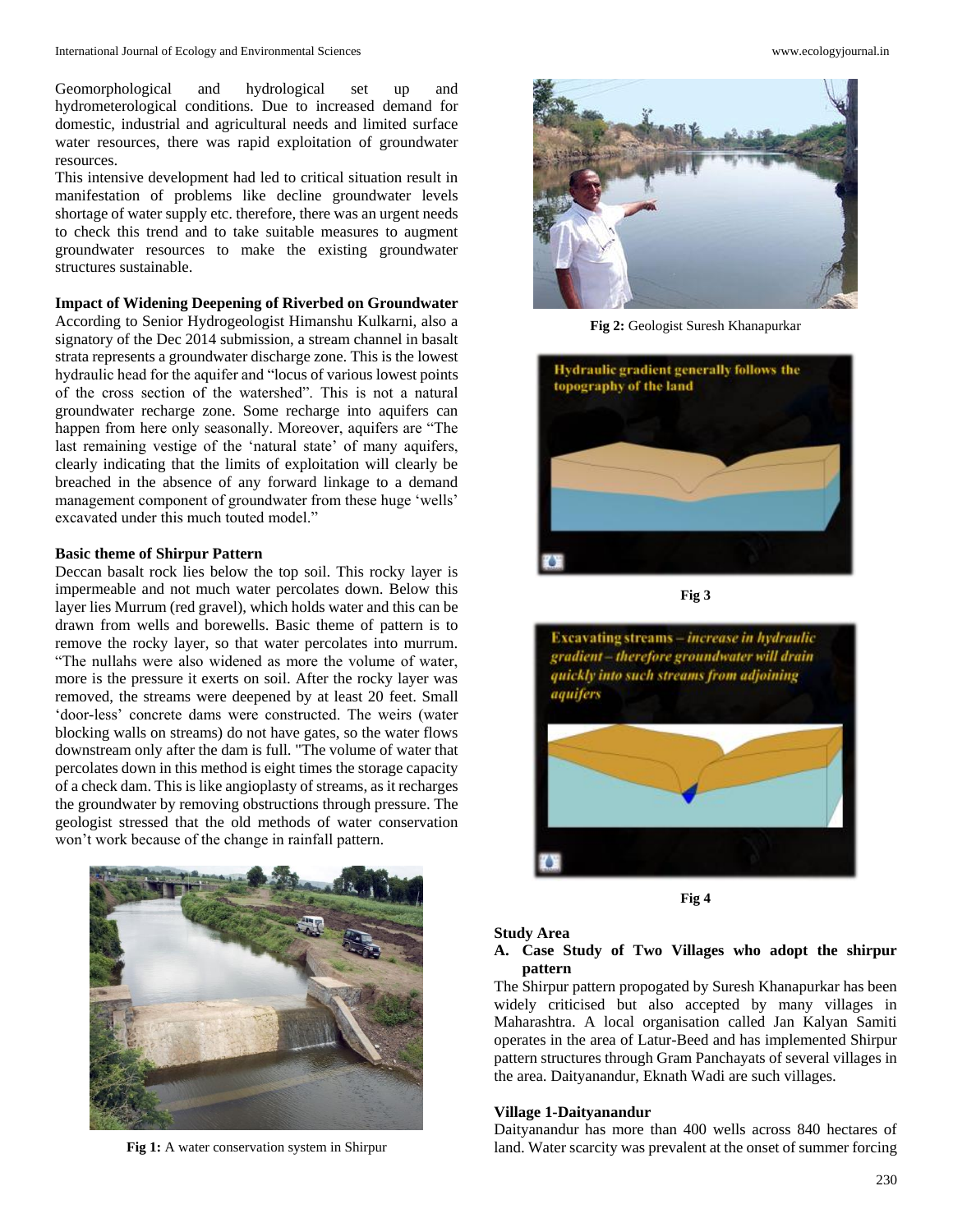Geomorphological and hydrological set up and hydrometerological conditions. Due to increased demand for domestic, industrial and agricultural needs and limited surface water resources, there was rapid exploitation of groundwater resources.

This intensive development had led to critical situation result in manifestation of problems like decline groundwater levels shortage of water supply etc. therefore, there was an urgent needs to check this trend and to take suitable measures to augment groundwater resources to make the existing groundwater structures sustainable.

**Impact of Widening Deepening of Riverbed on Groundwater**

According to Senior Hydrogeologist Himanshu Kulkarni, also a signatory of the Dec 2014 submission, a stream channel in basalt strata represents a groundwater discharge zone. This is the lowest hydraulic head for the aquifer and "locus of various lowest points of the cross section of the watershed". This is not a natural groundwater recharge zone. Some recharge into aquifers can happen from here only seasonally. Moreover, aquifers are "The last remaining vestige of the 'natural state' of many aquifers, clearly indicating that the limits of exploitation will clearly be breached in the absence of any forward linkage to a demand management component of groundwater from these huge 'wells' excavated under this much touted model."

**Basic theme of Shirpur Pattern**

Deccan basalt rock lies below the top soil. This rocky layer is impermeable and not much water percolates down. Below this layer lies Murrum (red gravel), which holds water and this can be drawn from wells and borewells. Basic theme of pattern is to remove the rocky layer, so that water percolates into murrum. "The nullahs were also widened as more the volume of water, more is the pressure it exerts on soil. After the rocky layer was removed, the streams were deepened by at least 20 feet. Small 'door-less' concrete dams were constructed. The weirs (water blocking walls on streams) do not have gates, so the water flows downstream only after the dam is full. "The volume of water that percolates down in this method is eight times the storage capacity of a check dam. This is like angioplasty of streams, as it recharges the groundwater by removing obstructions through pressure. The geologist stressed that the old methods of water conservation won't work because of the change in rainfall pattern.

**Fig 1:** A water conservation system in Shirpur

**Fig 2:** Geologist Suresh Khanapurkar

Hydraulic gradient generally follows the topography of the land

**Fig 3**

*Excavating streams – increase in hydraulic gradient – therefore groundwater will drain quickly into such streams from adjoining aquifers*

**Fig 4**

**Study Area**

**A. Case Study of Two Villages who adopt the shirpur pattern**

The Shirpur pattern propogated by Suresh Khanapurkar has been widely criticised but also accepted by many villages in Maharashtra. A local organisation called Jan Kalyan Samiti operates in the area of Latur-Beed and has implemented Shirpur pattern structures through Gram Panchayats of several villages in the area. Daityanandur, Eknath Wadi are such villages.

**Village 1-Daityanandur**

Daityanandur has more than 400 wells across 840 hectares of land. Water scarcity was prevalent at the onset of summer forcing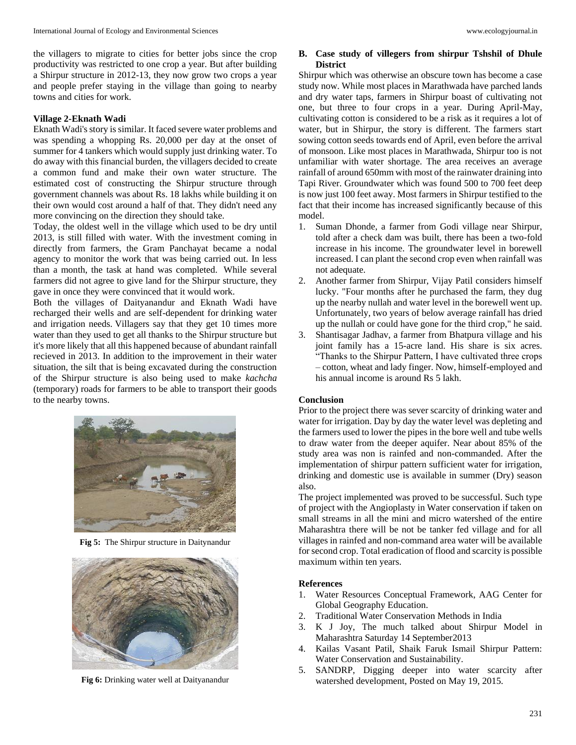the villagers to migrate to cities for better jobs since the crop productivity was restricted to one crop a year. But after building a Shirpur structure in 2012-13, they now grow two crops a year and people prefer staying in the village than going to nearby towns and cities for work.

**Village 2-Eknath Wadi**

Eknath Wadi's story is similar. It faced severe water problems and was spending a whopping Rs. 20,000 per day at the onset of summer for 4 tankers which would supply just drinking water. To do away with this financial burden, the villagers decided to create a common fund and make their own water structure. The estimated cost of constructing the Shirpur structure through government channels was about Rs. 18 lakhs while building it on their own would cost around a half of that. They didn't need any more convincing on the direction they should take.

Today, the oldest well in the village which used to be dry until 2013, is still filled with water. With the investment coming in directly from farmers, the Gram Panchayat became a nodal agency to monitor the work that was being carried out. In less than a month, the task at hand was completed. While several farmers did not agree to give land for the Shirpur structure, they gave in once they were convinced that it would work.

Both the villages of Daityanandur and Eknath Wadi have recharged their wells and are self-dependent for drinking water and irrigation needs. Villagers say that they get 10 times more water than they used to get all thanks to the Shirpur structure but it's more likely that all this happened because of abundant rainfall recieved in 2013. In addition to the improvement in their water situation, the silt that is being excavated during the construction of the Shirpur structure is also being used to make *kachcha* (temporary) roads for farmers to be able to transport their goods to the nearby towns.

**Fig 5:** The Shirpur structure in Daitynandur

**Fig 6:** Drinking water well at Daityanandur

**B. Case study of villegers from shirpur Tshshil of Dhule District**

Shirpur which was otherwise an obscure town has become a case study now. While most places in Marathwada have parched lands and dry water taps, farmers in Shirpur boast of cultivating not one, but three to four crops in a year. During April-May, cultivating cotton is considered to be a risk as it requires a lot of water, but in Shirpur, the story is different. The farmers start sowing cotton seeds towards end of April, even before the arrival of monsoon. Like most places in Marathwada, Shirpur too is not unfamiliar with water shortage. The area receives an average rainfall of around 650mm with most of the rainwater draining into Tapi River. Groundwater which was found 500 to 700 feet deep is now just 100 feet away. Most farmers in Shirpur testified to the fact that their income has increased significantly because of this model.

1. Suman Dhonde, a farmer from Godi village near Shirpur, told after a check dam was built, there has been a two-fold increase in his income. The groundwater level in borewell increased. I can plant the second crop even when rainfall was not adequate.
2. Another farmer from Shirpur, Vijay Patil considers himself lucky. "Four months after he purchased the farm, they dug up the nearby nullah and water level in the borewell went up. Unfortunately, two years of below average rainfall has dried up the nullah or could have gone for the third crop," he said.
3. Shantisagar Jadhav, a farmer from Bhatpura village and his joint family has a 15-acre land. His share is six acres. "Thanks to the Shirpur Pattern, I have cultivated three crops – cotton, wheat and lady finger. Now, himself-employed and his annual income is around Rs 5 lakh.

**Conclusion**

Prior to the project there was sever scarcity of drinking water and water for irrigation. Day by day the water level was depleting and the farmers used to lower the pipes in the bore well and tube wells to draw water from the deeper aquifer. Near about 85% of the study area was non is rainfed and non-commanded. After the implementation of shirpur pattern sufficient water for irrigation, drinking and domestic use is available in summer (Dry) season also.

The project implemented was proved to be successful. Such type of project with the Angioplasty in Water conservation if taken on small streams in all the mini and micro watershed of the entire Maharashtra there will be not be tanker fed village and for all villages in rainfed and non-command area water will be available for second crop. Total eradication of flood and scarcity is possible maximum within ten years.

**References**

1. Water Resources Conceptual Framework, AAG Center for Global Geography Education.
2. Traditional Water Conservation Methods in India
3. K J Joy, The much talked about Shirpur Model in Maharashtra Saturday 14 September2013
4. Kailas Vasant Patil, Shaik Faruk Ismail Shirpur Pattern: Water Conservation and Sustainability.
5. SANDRP, Digging deeper into water scarcity after watershed development, Posted on May 19, 2015.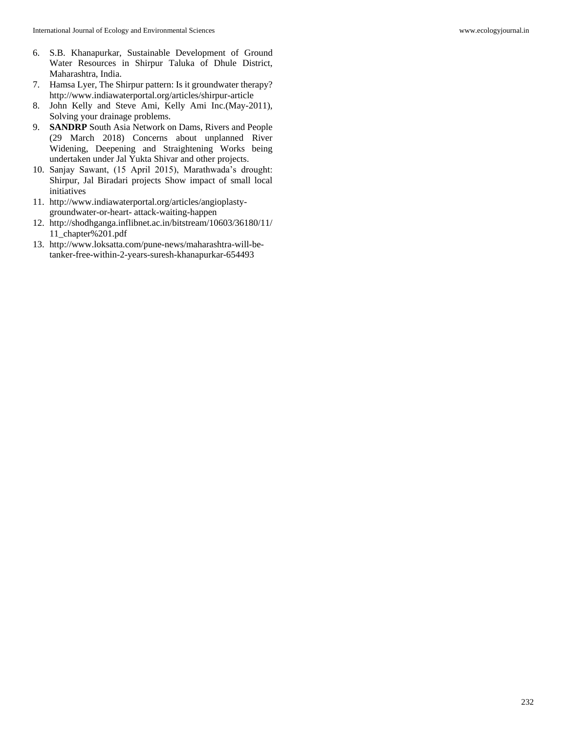6. S.B. Khanapurkar, Sustainable Development of Ground Water Resources in Shirpur Taluka of Dhule District, Maharashtra, India.
7. Hamsa Lyer, The Shirpur pattern: Is it groundwater therapy? http://www.indiawaterportal.org/articles/shirpur-article
8. John Kelly and Steve Ami, Kelly Ami Inc.(May-2011), Solving your drainage problems.
9. **SANDRP** South Asia Network on Dams, Rivers and People (29 March 2018) Concerns about unplanned River Widening, Deepening and Straightening Works being undertaken under Jal Yukta Shivar and other projects.
10. Sanjay Sawant, (15 April 2015), Marathwada's drought: Shirpur, Jal Biradari projects Show impact of small local initiatives
11. http://www.indiawaterportal.org/articles/angioplasty-groundwater-or-heart- attack-waiting-happen
12. http://shodhganga.inflibnet.ac.in/bitstream/10603/36180/11/11_chapter%201.pdf
13. http://www.loksatta.com/pune-news/maharashtra-will-be-tanker-free-within-2-years-suresh-khanapurkar-654493